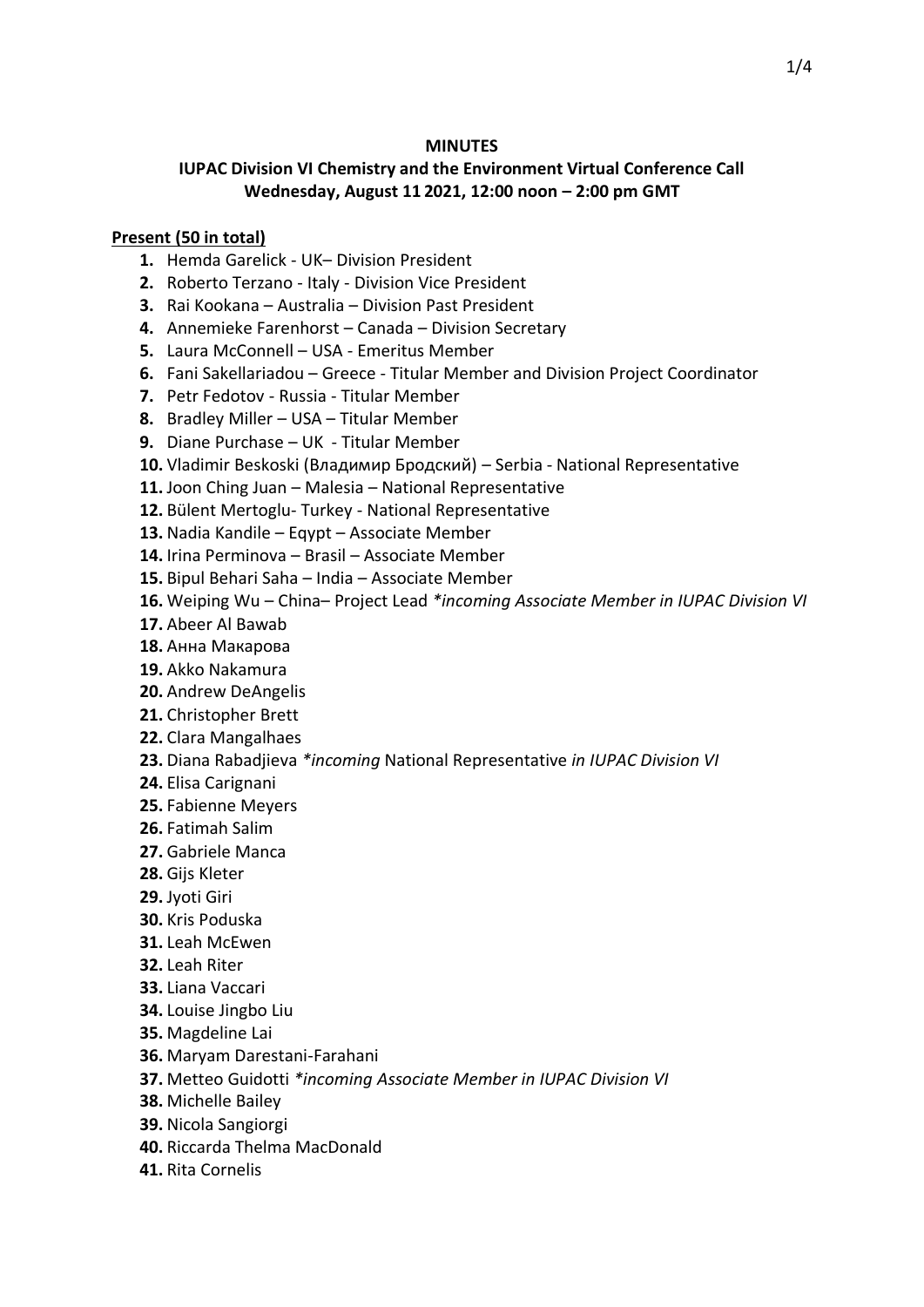**MINUTES**

**IUPAC Division VI Chemistry and the Environment Virtual Conference Call**
**Wednesday, August 11 2021, 12:00 noon – 2:00 pm GMT**

**Present (50 in total)**

1. Hemda Garelick - UK– Division President
2. Roberto Terzano - Italy - Division Vice President
3. Rai Kookana – Australia – Division Past President
4. Annemieke Farenhorst – Canada – Division Secretary
5. Laura McConnell – USA - Emeritus Member
6. Fani Sakellariadou – Greece - Titular Member and Division Project Coordinator
7. Petr Fedotov - Russia - Titular Member
8. Bradley Miller – USA – Titular Member
9. Diane Purchase – UK - Titular Member
10. Vladimir Beskoski (Владимир Бродский) – Serbia - National Representative
11. Joon Ching Juan – Malesia – National Representative
12. Bülent Mertoglu- Turkey - National Representative
13. Nadia Kandile – Eqypt – Associate Member
14. Irina Perminova – Brasil – Associate Member
15. Bipul Behari Saha – India – Associate Member
16. Weiping Wu – China– Project Lead *\*incoming Associate Member in IUPAC Division VI*
17. Abeer Al Bawab
18. Анна Макарова
19. Akko Nakamura
20. Andrew DeAngelis
21. Christopher Brett
22. Clara Mangalhaes
23. Diana Rabadjieva *\*incoming* National Representative *in IUPAC Division VI*
24. Elisa Carignani
25. Fabienne Meyers
26. Fatimah Salim
27. Gabriele Manca
28. Gijs Kleter
29. Jyoti Giri
30. Kris Poduska
31. Leah McEwen
32. Leah Riter
33. Liana Vaccari
34. Louise Jingbo Liu
35. Magdeline Lai
36. Maryam Darestani-Farahani
37. Metteo Guidotti *\*incoming Associate Member in IUPAC Division VI*
38. Michelle Bailey
39. Nicola Sangiorgi
40. Riccarda Thelma MacDonald
41. Rita Cornelis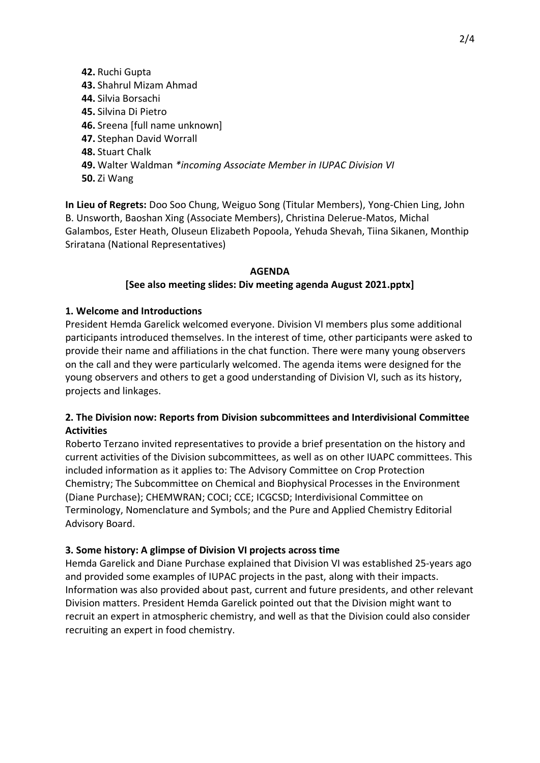**42.** Ruchi Gupta
**43.** Shahrul Mizam Ahmad
**44.** Silvia Borsachi
**45.** Silvina Di Pietro
**46.** Sreena [full name unknown]
**47.** Stephan David Worrall
**48.** Stuart Chalk
**49.** Walter Waldman *\*incoming Associate Member in IUPAC Division VI*
**50.** Zi Wang

**In Lieu of Regrets:** Doo Soo Chung, Weiguo Song (Titular Members), Yong-Chien Ling, John B. Unsworth, Baoshan Xing (Associate Members), Christina Delerue-Matos, Michal Galambos, Ester Heath, Oluseun Elizabeth Popoola, Yehuda Shevah, Tiina Sikanen, Monthip Sriratana (National Representatives)

**AGENDA**

**[See also meeting slides: Div meeting agenda August 2021.pptx]**

**1. Welcome and Introductions**

President Hemda Garelick welcomed everyone. Division VI members plus some additional participants introduced themselves. In the interest of time, other participants were asked to provide their name and affiliations in the chat function. There were many young observers on the call and they were particularly welcomed. The agenda items were designed for the young observers and others to get a good understanding of Division VI, such as its history, projects and linkages.

**2. The Division now: Reports from Division subcommittees and Interdivisional Committee Activities**

Roberto Terzano invited representatives to provide a brief presentation on the history and current activities of the Division subcommittees, as well as on other IUAPC committees. This included information as it applies to: The Advisory Committee on Crop Protection Chemistry; The Subcommittee on Chemical and Biophysical Processes in the Environment (Diane Purchase); CHEMWRAN; COCI; CCE; ICGCSD; Interdivisional Committee on Terminology, Nomenclature and Symbols; and the Pure and Applied Chemistry Editorial Advisory Board.

**3. Some history: A glimpse of Division VI projects across time**

Hemda Garelick and Diane Purchase explained that Division VI was established 25-years ago and provided some examples of IUPAC projects in the past, along with their impacts. Information was also provided about past, current and future presidents, and other relevant Division matters. President Hemda Garelick pointed out that the Division might want to recruit an expert in atmospheric chemistry, and well as that the Division could also consider recruiting an expert in food chemistry.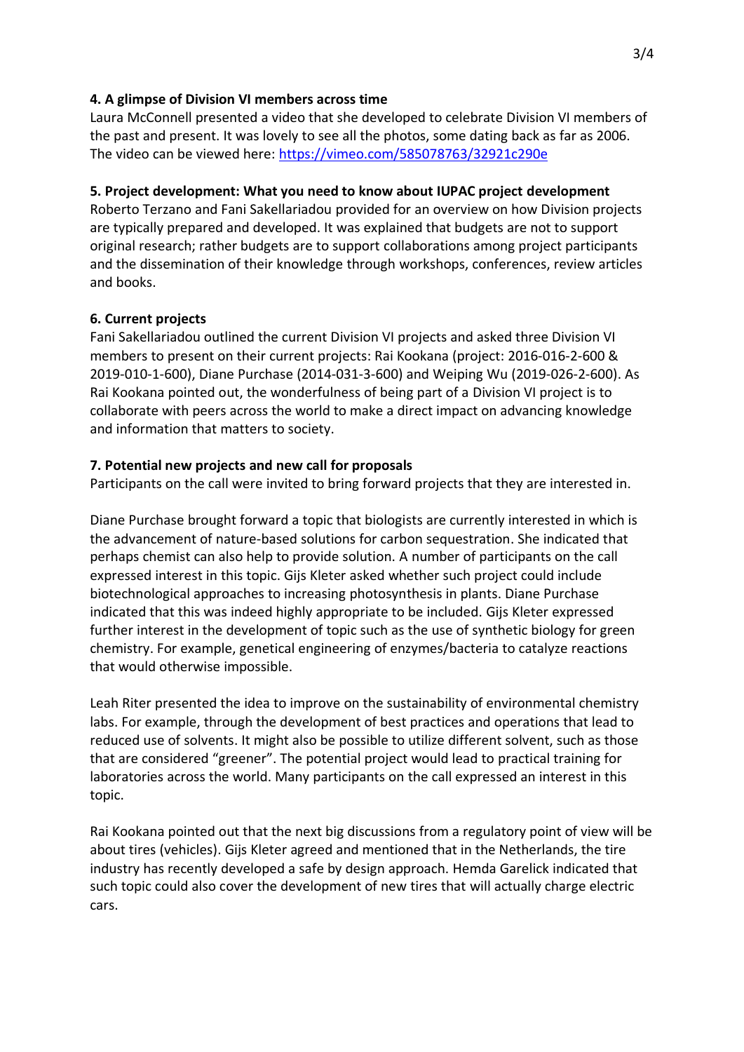**4. A glimpse of Division VI members across time**

Laura McConnell presented a video that she developed to celebrate Division VI members of the past and present. It was lovely to see all the photos, some dating back as far as 2006. The video can be viewed here: [https://vimeo.com/585078763/32921c290e](https://vimeo.com/585078763/32921c290e)

**5. Project development: What you need to know about IUPAC project development**

Roberto Terzano and Fani Sakellariadou provided for an overview on how Division projects are typically prepared and developed. It was explained that budgets are not to support original research; rather budgets are to support collaborations among project participants and the dissemination of their knowledge through workshops, conferences, review articles and books.

**6. Current projects**

Fani Sakellariadou outlined the current Division VI projects and asked three Division VI members to present on their current projects: Rai Kookana (project: 2016-016-2-600 & 2019-010-1-600), Diane Purchase (2014-031-3-600) and Weiping Wu (2019-026-2-600). As Rai Kookana pointed out, the wonderfulness of being part of a Division VI project is to collaborate with peers across the world to make a direct impact on advancing knowledge and information that matters to society.

**7. Potential new projects and new call for proposals**

Participants on the call were invited to bring forward projects that they are interested in.

Diane Purchase brought forward a topic that biologists are currently interested in which is the advancement of nature-based solutions for carbon sequestration. She indicated that perhaps chemist can also help to provide solution. A number of participants on the call expressed interest in this topic. Gijs Kleter asked whether such project could include biotechnological approaches to increasing photosynthesis in plants. Diane Purchase indicated that this was indeed highly appropriate to be included. Gijs Kleter expressed further interest in the development of topic such as the use of synthetic biology for green chemistry. For example, genetical engineering of enzymes/bacteria to catalyze reactions that would otherwise impossible.

Leah Riter presented the idea to improve on the sustainability of environmental chemistry labs. For example, through the development of best practices and operations that lead to reduced use of solvents. It might also be possible to utilize different solvent, such as those that are considered "greener". The potential project would lead to practical training for laboratories across the world. Many participants on the call expressed an interest in this topic.

Rai Kookana pointed out that the next big discussions from a regulatory point of view will be about tires (vehicles). Gijs Kleter agreed and mentioned that in the Netherlands, the tire industry has recently developed a safe by design approach. Hemda Garelick indicated that such topic could also cover the development of new tires that will actually charge electric cars.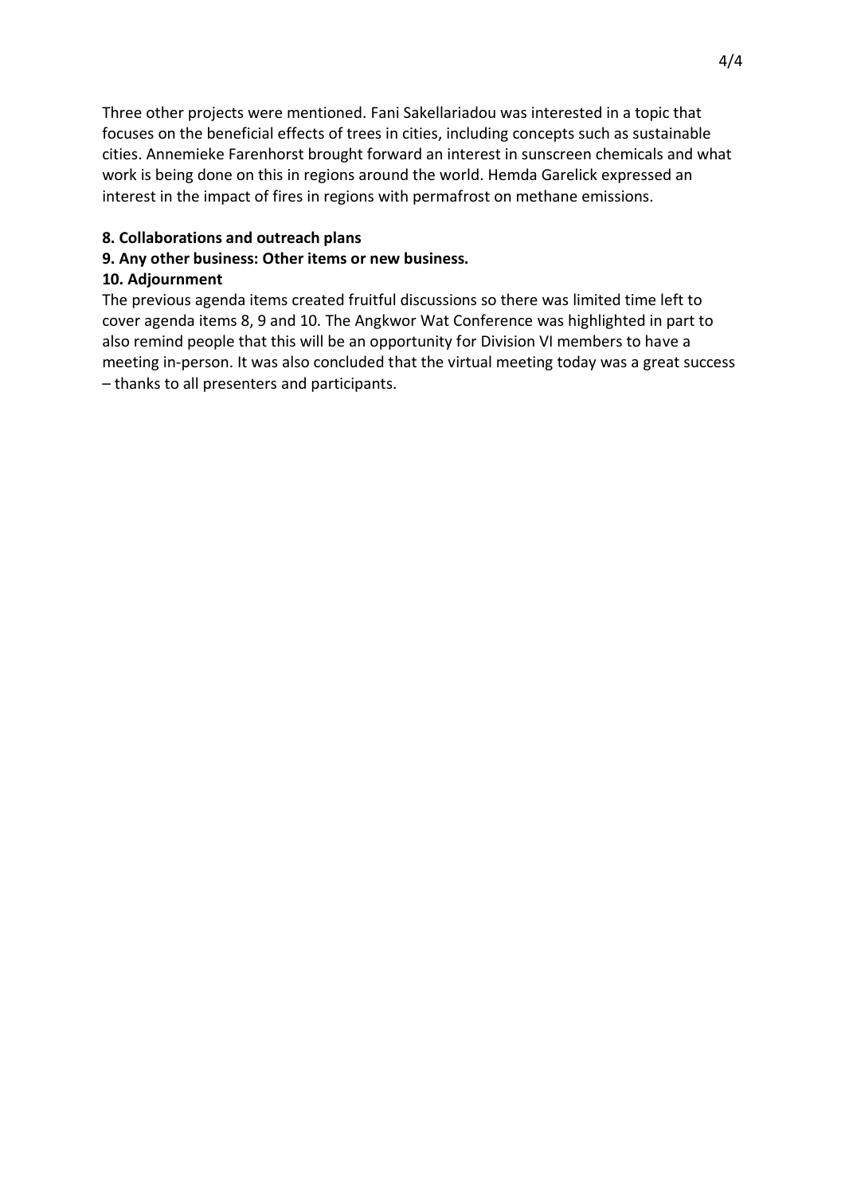Three other projects were mentioned. Fani Sakellariadou was interested in a topic that focuses on the beneficial effects of trees in cities, including concepts such as sustainable cities. Annemieke Farenhorst brought forward an interest in sunscreen chemicals and what work is being done on this in regions around the world. Hemda Garelick expressed an interest in the impact of fires in regions with permafrost on methane emissions.

**8. Collaborations and outreach plans**

**9. Any other business: Other items or new business.**

**10. Adjournment**

The previous agenda items created fruitful discussions so there was limited time left to cover agenda items 8, 9 and 10. The Angkwor Wat Conference was highlighted in part to also remind people that this will be an opportunity for Division VI members to have a meeting in-person. It was also concluded that the virtual meeting today was a great success – thanks to all presenters and participants.